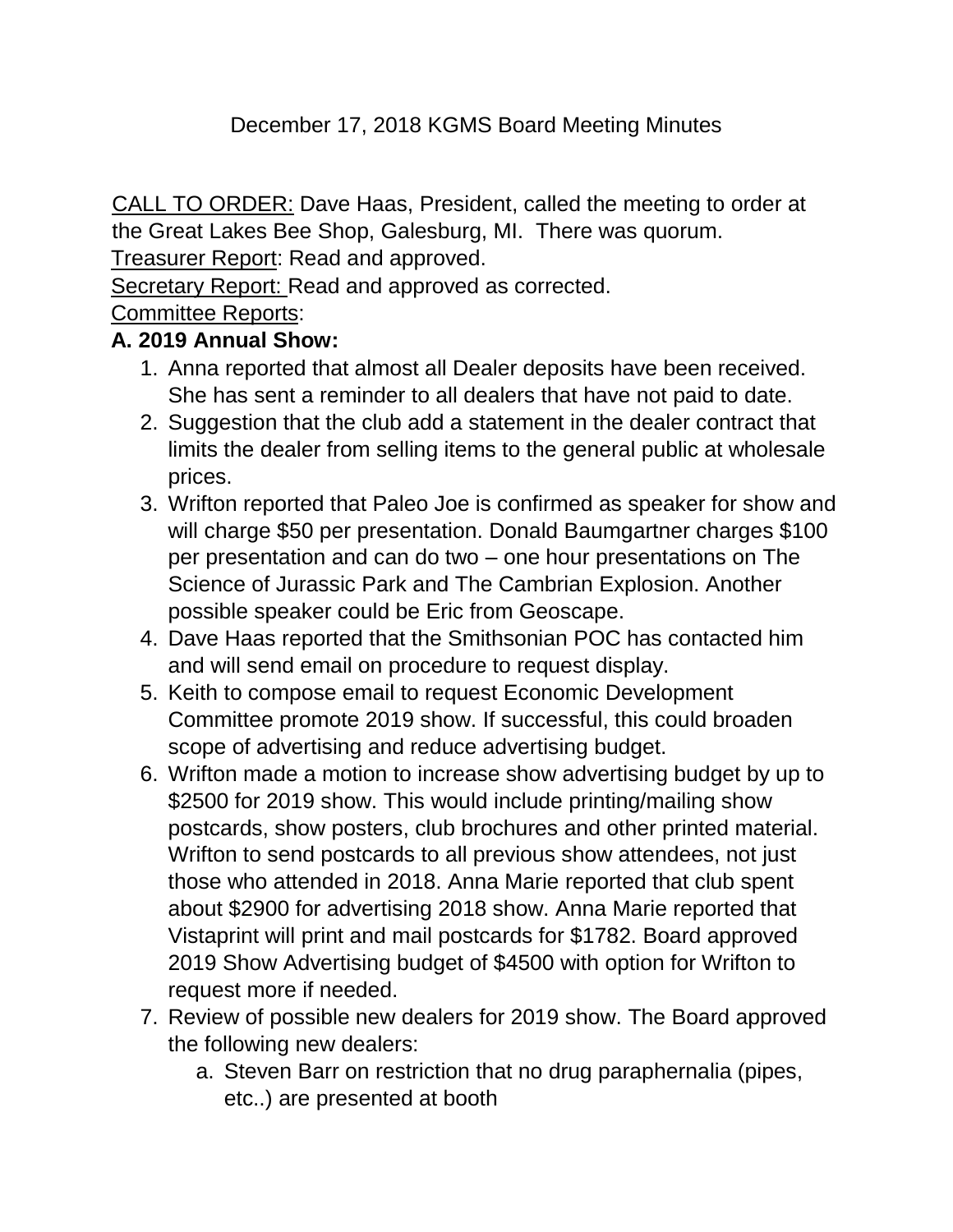December 17, 2018 KGMS Board Meeting Minutes

CALL TO ORDER: Dave Haas, President, called the meeting to order at the Great Lakes Bee Shop, Galesburg, MI. There was quorum.

Treasurer Report: Read and approved.

Secretary Report: Read and approved as corrected.

Committee Reports:

**A. 2019 Annual Show:**

1. Anna reported that almost all Dealer deposits have been received. She has sent a reminder to all dealers that have not paid to date.
2. Suggestion that the club add a statement in the dealer contract that limits the dealer from selling items to the general public at wholesale prices.
3. Wrifton reported that Paleo Joe is confirmed as speaker for show and will charge $50 per presentation. Donald Baumgartner charges $100 per presentation and can do two – one hour presentations on The Science of Jurassic Park and The Cambrian Explosion. Another possible speaker could be Eric from Geoscape.
4. Dave Haas reported that the Smithsonian POC has contacted him and will send email on procedure to request display.
5. Keith to compose email to request Economic Development Committee promote 2019 show. If successful, this could broaden scope of advertising and reduce advertising budget.
6. Wrifton made a motion to increase show advertising budget by up to $2500 for 2019 show. This would include printing/mailing show postcards, show posters, club brochures and other printed material. Wrifton to send postcards to all previous show attendees, not just those who attended in 2018. Anna Marie reported that club spent about $2900 for advertising 2018 show. Anna Marie reported that Vistaprint will print and mail postcards for $1782. Board approved 2019 Show Advertising budget of $4500 with option for Wrifton to request more if needed.
7. Review of possible new dealers for 2019 show. The Board approved the following new dealers:
   a. Steven Barr on restriction that no drug paraphernalia (pipes, etc..) are presented at booth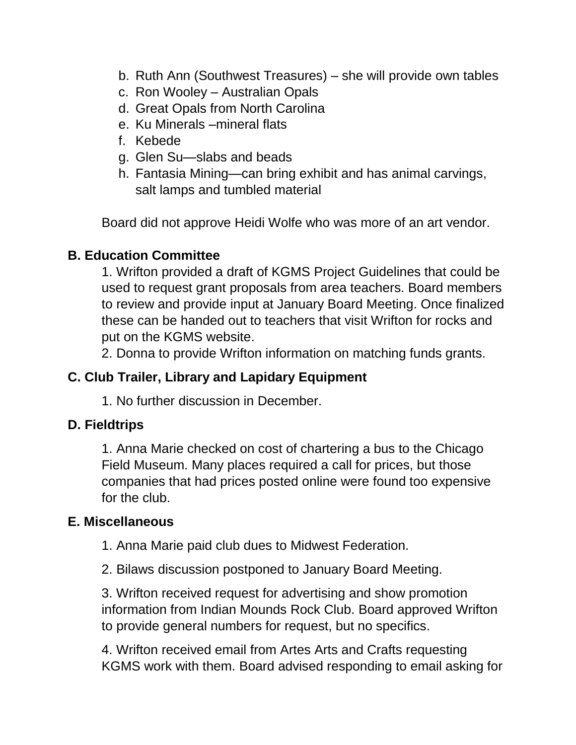b. Ruth Ann (Southwest Treasures) – she will provide own tables
c. Ron Wooley – Australian Opals
d. Great Opals from North Carolina
e. Ku Minerals –mineral flats
f. Kebede
g. Glen Su—slabs and beads
h. Fantasia Mining—can bring exhibit and has animal carvings, salt lamps and tumbled material

Board did not approve Heidi Wolfe who was more of an art vendor.

**B. Education Committee**

1. Wrifton provided a draft of KGMS Project Guidelines that could be used to request grant proposals from area teachers. Board members to review and provide input at January Board Meeting. Once finalized these can be handed out to teachers that visit Wrifton for rocks and put on the KGMS website.
2. Donna to provide Wrifton information on matching funds grants.

**C. Club Trailer, Library and Lapidary Equipment**

1. No further discussion in December.

**D. Fieldtrips**

1. Anna Marie checked on cost of chartering a bus to the Chicago Field Museum. Many places required a call for prices, but those companies that had prices posted online were found too expensive for the club.

**E. Miscellaneous**

1. Anna Marie paid club dues to Midwest Federation.

2. Bilaws discussion postponed to January Board Meeting.

3. Wrifton received request for advertising and show promotion information from Indian Mounds Rock Club. Board approved Wrifton to provide general numbers for request, but no specifics.

4. Wrifton received email from Artes Arts and Crafts requesting KGMS work with them. Board advised responding to email asking for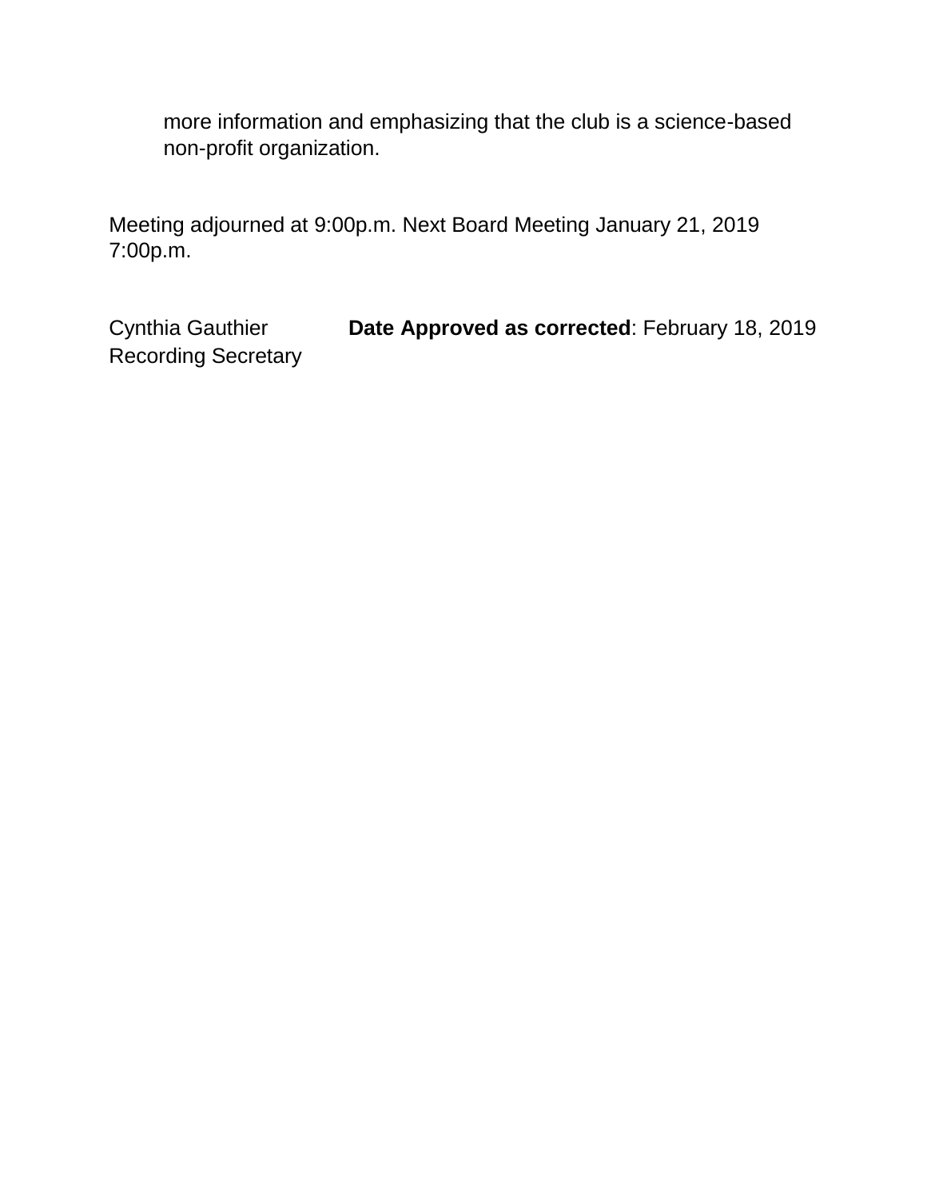more information and emphasizing that the club is a science-based non-profit organization.

Meeting adjourned at 9:00p.m. Next Board Meeting January 21, 2019 7:00p.m.

Cynthia Gauthier
Recording Secretary

**Date Approved as corrected**: February 18, 2019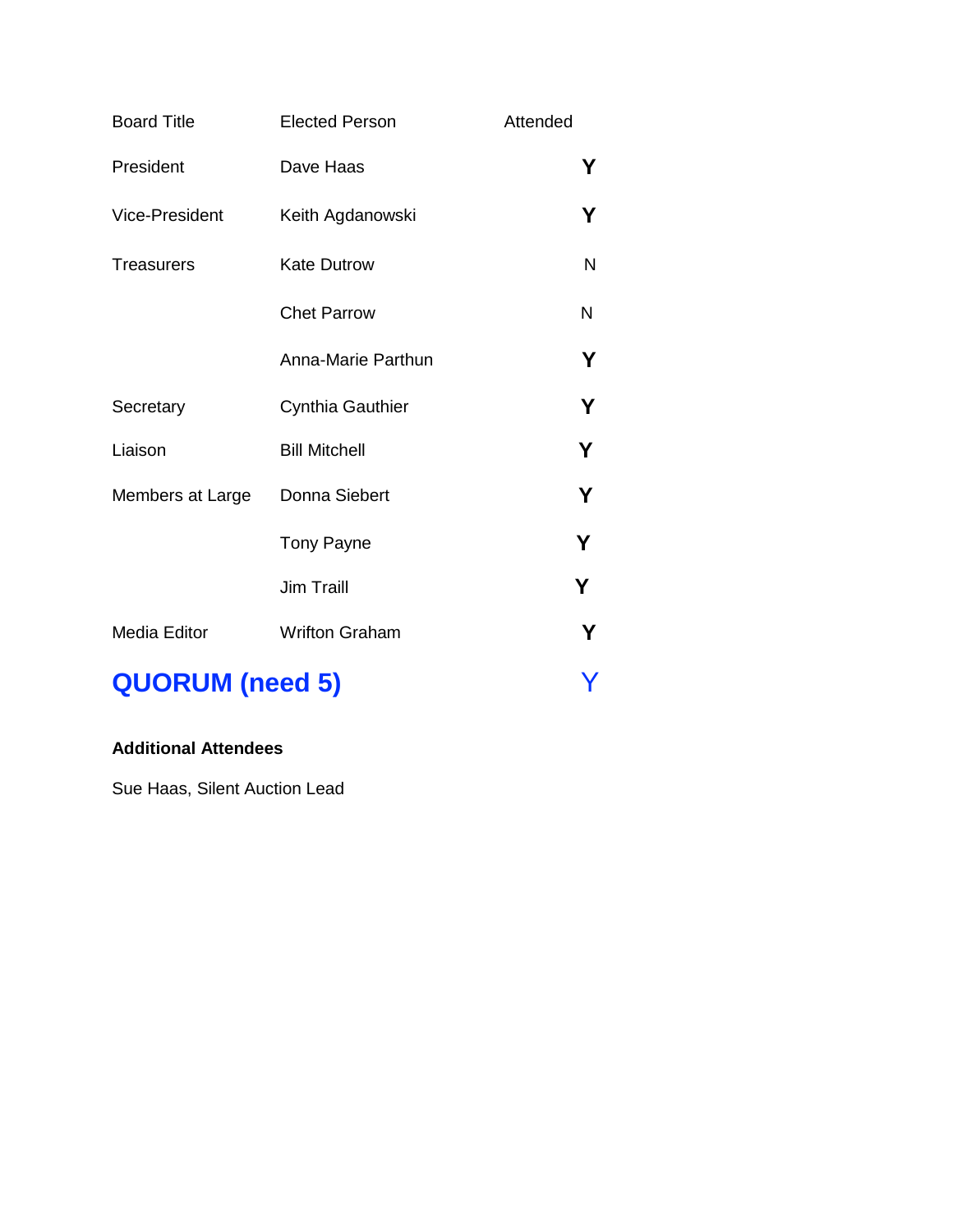| Board Title | Elected Person | Attended |
|---|---|---|
| President | Dave Haas | **Y** |
| Vice-President | Keith Agdanowski | **Y** |
| Treasurers | Kate Dutrow | N |
| | Chet Parrow | N |
| | Anna-Marie Parthun | **Y** |
| Secretary | Cynthia Gauthier | **Y** |
| Liaison | Bill Mitchell | **Y** |
| Members at Large | Donna Siebert | **Y** |
| | Tony Payne | **Y** |
| | Jim Traill | **Y** |
| Media Editor | Wrifton Graham | **Y** |
| **QUORUM (need 5)** | | Y |

**Additional Attendees**

Sue Haas, Silent Auction Lead